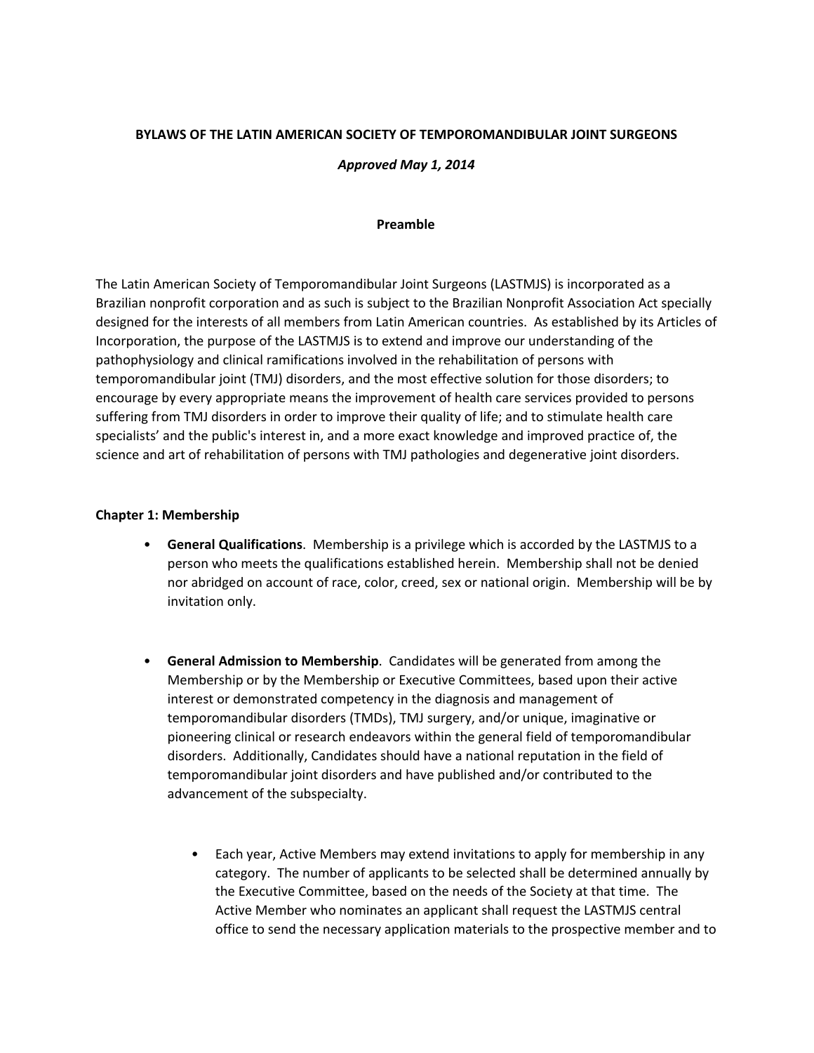# BYLAWS OF THE LATIN AMERICAN SOCIETY OF TEMPOROMANDIBULAR JOINT SURGEONS

***Approved May 1, 2014***

## Preamble

The Latin American Society of Temporomandibular Joint Surgeons (LASTMJS) is incorporated as a Brazilian nonprofit corporation and as such is subject to the Brazilian Nonprofit Association Act specially designed for the interests of all members from Latin American countries. As established by its Articles of Incorporation, the purpose of the LASTMJS is to extend and improve our understanding of the pathophysiology and clinical ramifications involved in the rehabilitation of persons with temporomandibular joint (TMJ) disorders, and the most effective solution for those disorders; to encourage by every appropriate means the improvement of health care services provided to persons suffering from TMJ disorders in order to improve their quality of life; and to stimulate health care specialists' and the public's interest in, and a more exact knowledge and improved practice of, the science and art of rehabilitation of persons with TMJ pathologies and degenerative joint disorders.

## Chapter 1: Membership

- **General Qualifications**. Membership is a privilege which is accorded by the LASTMJS to a person who meets the qualifications established herein. Membership shall not be denied nor abridged on account of race, color, creed, sex or national origin. Membership will be by invitation only.

- **General Admission to Membership**. Candidates will be generated from among the Membership or by the Membership or Executive Committees, based upon their active interest or demonstrated competency in the diagnosis and management of temporomandibular disorders (TMDs), TMJ surgery, and/or unique, imaginative or pioneering clinical or research endeavors within the general field of temporomandibular disorders. Additionally, Candidates should have a national reputation in the field of temporomandibular joint disorders and have published and/or contributed to the advancement of the subspecialty.

  - Each year, Active Members may extend invitations to apply for membership in any category. The number of applicants to be selected shall be determined annually by the Executive Committee, based on the needs of the Society at that time. The Active Member who nominates an applicant shall request the LASTMJS central office to send the necessary application materials to the prospective member and to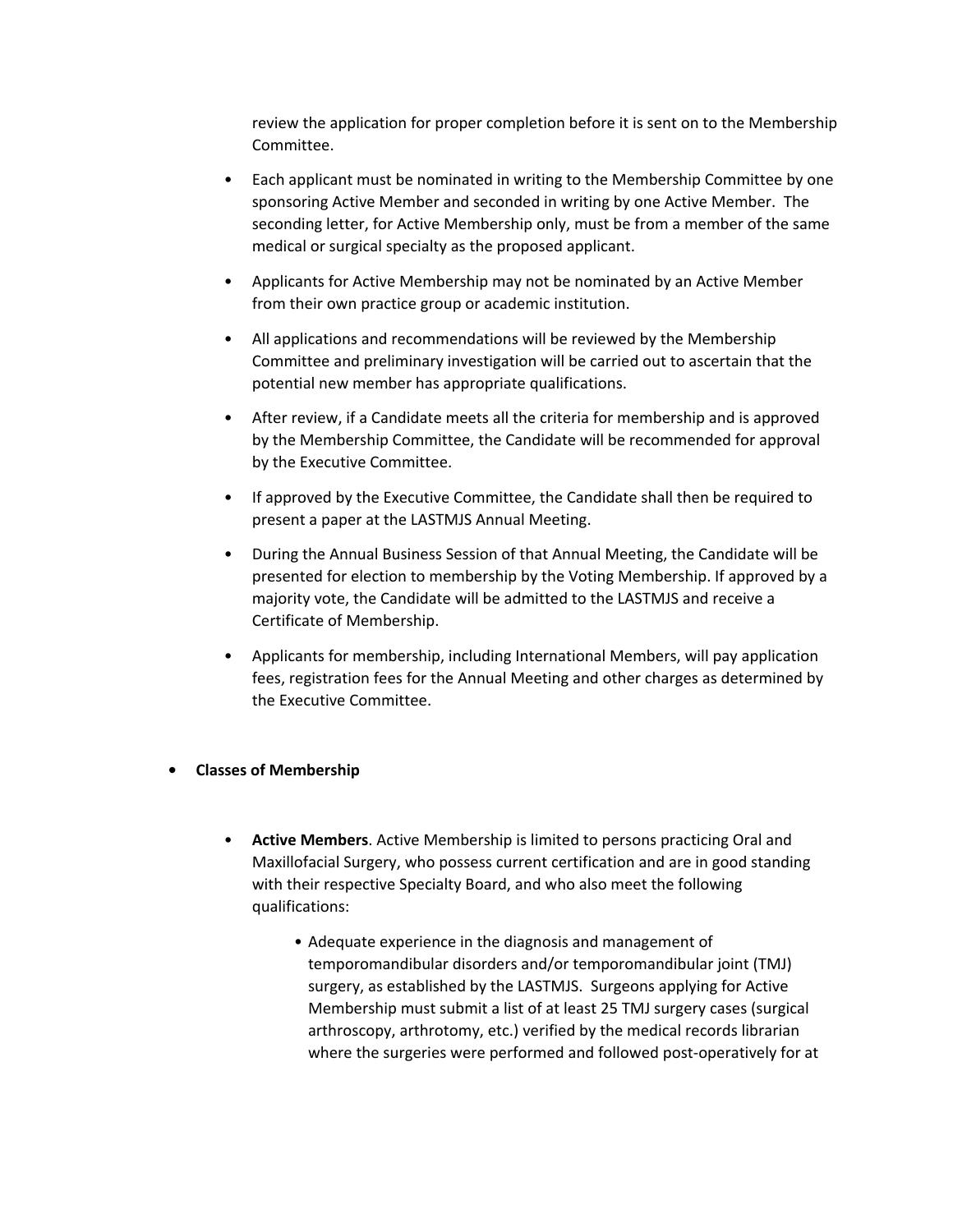review the application for proper completion before it is sent on to the Membership Committee.

- Each applicant must be nominated in writing to the Membership Committee by one sponsoring Active Member and seconded in writing by one Active Member. The seconding letter, for Active Membership only, must be from a member of the same medical or surgical specialty as the proposed applicant.
- Applicants for Active Membership may not be nominated by an Active Member from their own practice group or academic institution.
- All applications and recommendations will be reviewed by the Membership Committee and preliminary investigation will be carried out to ascertain that the potential new member has appropriate qualifications.
- After review, if a Candidate meets all the criteria for membership and is approved by the Membership Committee, the Candidate will be recommended for approval by the Executive Committee.
- If approved by the Executive Committee, the Candidate shall then be required to present a paper at the LASTMJS Annual Meeting.
- During the Annual Business Session of that Annual Meeting, the Candidate will be presented for election to membership by the Voting Membership. If approved by a majority vote, the Candidate will be admitted to the LASTMJS and receive a Certificate of Membership.
- Applicants for membership, including International Members, will pay application fees, registration fees for the Annual Meeting and other charges as determined by the Executive Committee.

- **Classes of Membership**

  - **Active Members**. Active Membership is limited to persons practicing Oral and Maxillofacial Surgery, who possess current certification and are in good standing with their respective Specialty Board, and who also meet the following qualifications:
    - Adequate experience in the diagnosis and management of temporomandibular disorders and/or temporomandibular joint (TMJ) surgery, as established by the LASTMJS. Surgeons applying for Active Membership must submit a list of at least 25 TMJ surgery cases (surgical arthroscopy, arthrotomy, etc.) verified by the medical records librarian where the surgeries were performed and followed post-operatively for at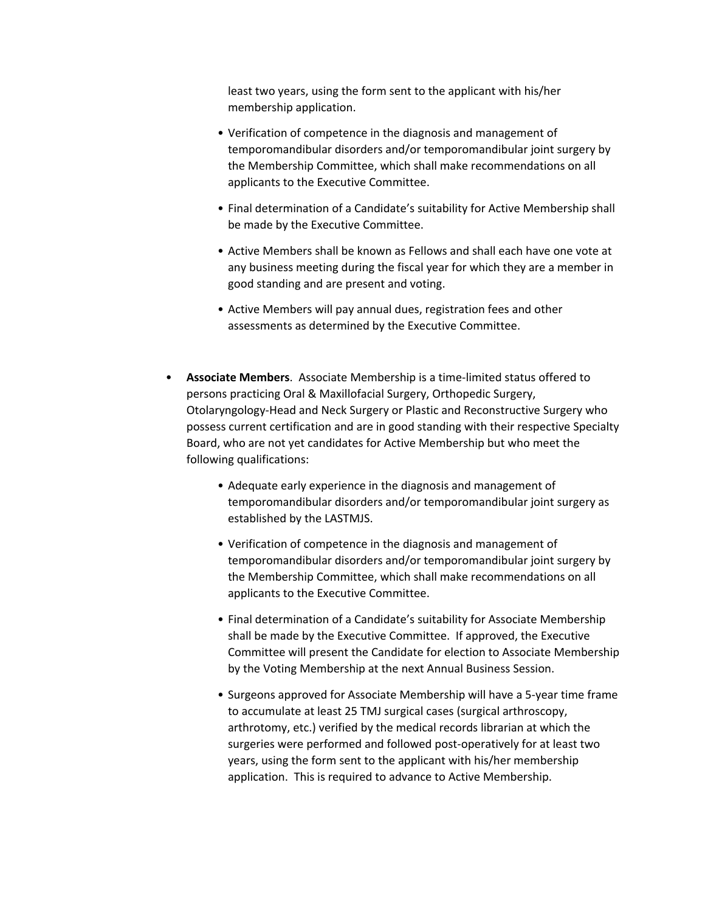least two years, using the form sent to the applicant with his/her membership application.

- Verification of competence in the diagnosis and management of temporomandibular disorders and/or temporomandibular joint surgery by the Membership Committee, which shall make recommendations on all applicants to the Executive Committee.

- Final determination of a Candidate's suitability for Active Membership shall be made by the Executive Committee.

- Active Members shall be known as Fellows and shall each have one vote at any business meeting during the fiscal year for which they are a member in good standing and are present and voting.

- Active Members will pay annual dues, registration fees and other assessments as determined by the Executive Committee.

- **Associate Members**. Associate Membership is a time-limited status offered to persons practicing Oral & Maxillofacial Surgery, Orthopedic Surgery, Otolaryngology-Head and Neck Surgery or Plastic and Reconstructive Surgery who possess current certification and are in good standing with their respective Specialty Board, who are not yet candidates for Active Membership but who meet the following qualifications:

  - Adequate early experience in the diagnosis and management of temporomandibular disorders and/or temporomandibular joint surgery as established by the LASTMJS.

  - Verification of competence in the diagnosis and management of temporomandibular disorders and/or temporomandibular joint surgery by the Membership Committee, which shall make recommendations on all applicants to the Executive Committee.

  - Final determination of a Candidate's suitability for Associate Membership shall be made by the Executive Committee. If approved, the Executive Committee will present the Candidate for election to Associate Membership by the Voting Membership at the next Annual Business Session.

  - Surgeons approved for Associate Membership will have a 5-year time frame to accumulate at least 25 TMJ surgical cases (surgical arthroscopy, arthrotomy, etc.) verified by the medical records librarian at which the surgeries were performed and followed post-operatively for at least two years, using the form sent to the applicant with his/her membership application. This is required to advance to Active Membership.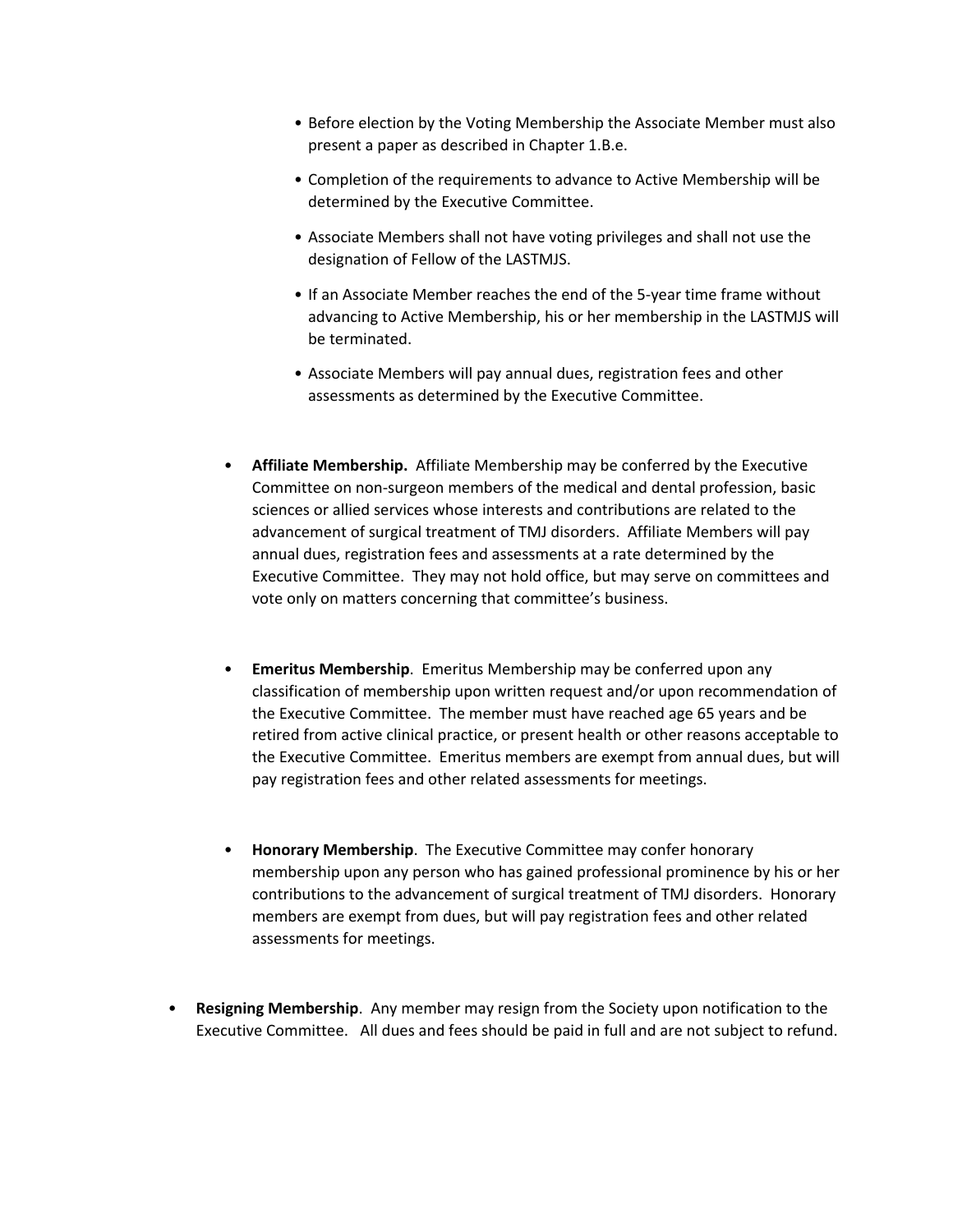- Before election by the Voting Membership the Associate Member must also present a paper as described in Chapter 1.B.e.
    - Completion of the requirements to advance to Active Membership will be determined by the Executive Committee.
    - Associate Members shall not have voting privileges and shall not use the designation of Fellow of the LASTMJS.
    - If an Associate Member reaches the end of the 5-year time frame without advancing to Active Membership, his or her membership in the LASTMJS will be terminated.
    - Associate Members will pay annual dues, registration fees and other assessments as determined by the Executive Committee.

  - **Affiliate Membership.** Affiliate Membership may be conferred by the Executive Committee on non-surgeon members of the medical and dental profession, basic sciences or allied services whose interests and contributions are related to the advancement of surgical treatment of TMJ disorders. Affiliate Members will pay annual dues, registration fees and assessments at a rate determined by the Executive Committee. They may not hold office, but may serve on committees and vote only on matters concerning that committee's business.

  - **Emeritus Membership**. Emeritus Membership may be conferred upon any classification of membership upon written request and/or upon recommendation of the Executive Committee. The member must have reached age 65 years and be retired from active clinical practice, or present health or other reasons acceptable to the Executive Committee. Emeritus members are exempt from annual dues, but will pay registration fees and other related assessments for meetings.

  - **Honorary Membership**. The Executive Committee may confer honorary membership upon any person who has gained professional prominence by his or her contributions to the advancement of surgical treatment of TMJ disorders. Honorary members are exempt from dues, but will pay registration fees and other related assessments for meetings.

- **Resigning Membership**. Any member may resign from the Society upon notification to the Executive Committee. All dues and fees should be paid in full and are not subject to refund.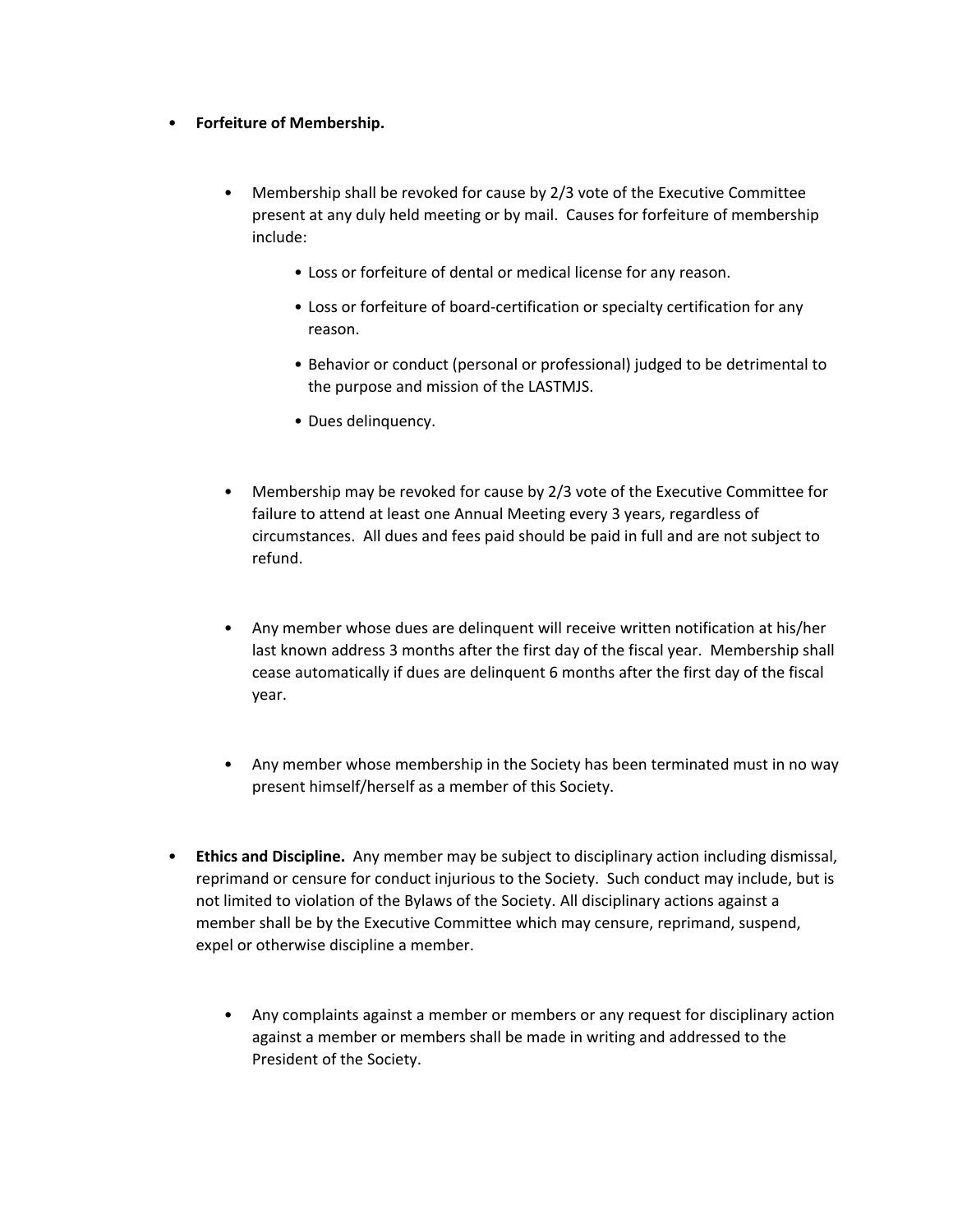- **Forfeiture of Membership.**

  - Membership shall be revoked for cause by 2/3 vote of the Executive Committee present at any duly held meeting or by mail. Causes for forfeiture of membership include:

    - Loss or forfeiture of dental or medical license for any reason.
    - Loss or forfeiture of board-certification or specialty certification for any reason.
    - Behavior or conduct (personal or professional) judged to be detrimental to the purpose and mission of the LASTMJS.
    - Dues delinquency.

  - Membership may be revoked for cause by 2/3 vote of the Executive Committee for failure to attend at least one Annual Meeting every 3 years, regardless of circumstances. All dues and fees paid should be paid in full and are not subject to refund.

  - Any member whose dues are delinquent will receive written notification at his/her last known address 3 months after the first day of the fiscal year. Membership shall cease automatically if dues are delinquent 6 months after the first day of the fiscal year.

  - Any member whose membership in the Society has been terminated must in no way present himself/herself as a member of this Society.

- **Ethics and Discipline.** Any member may be subject to disciplinary action including dismissal, reprimand or censure for conduct injurious to the Society. Such conduct may include, but is not limited to violation of the Bylaws of the Society. All disciplinary actions against a member shall be by the Executive Committee which may censure, reprimand, suspend, expel or otherwise discipline a member.

  - Any complaints against a member or members or any request for disciplinary action against a member or members shall be made in writing and addressed to the President of the Society.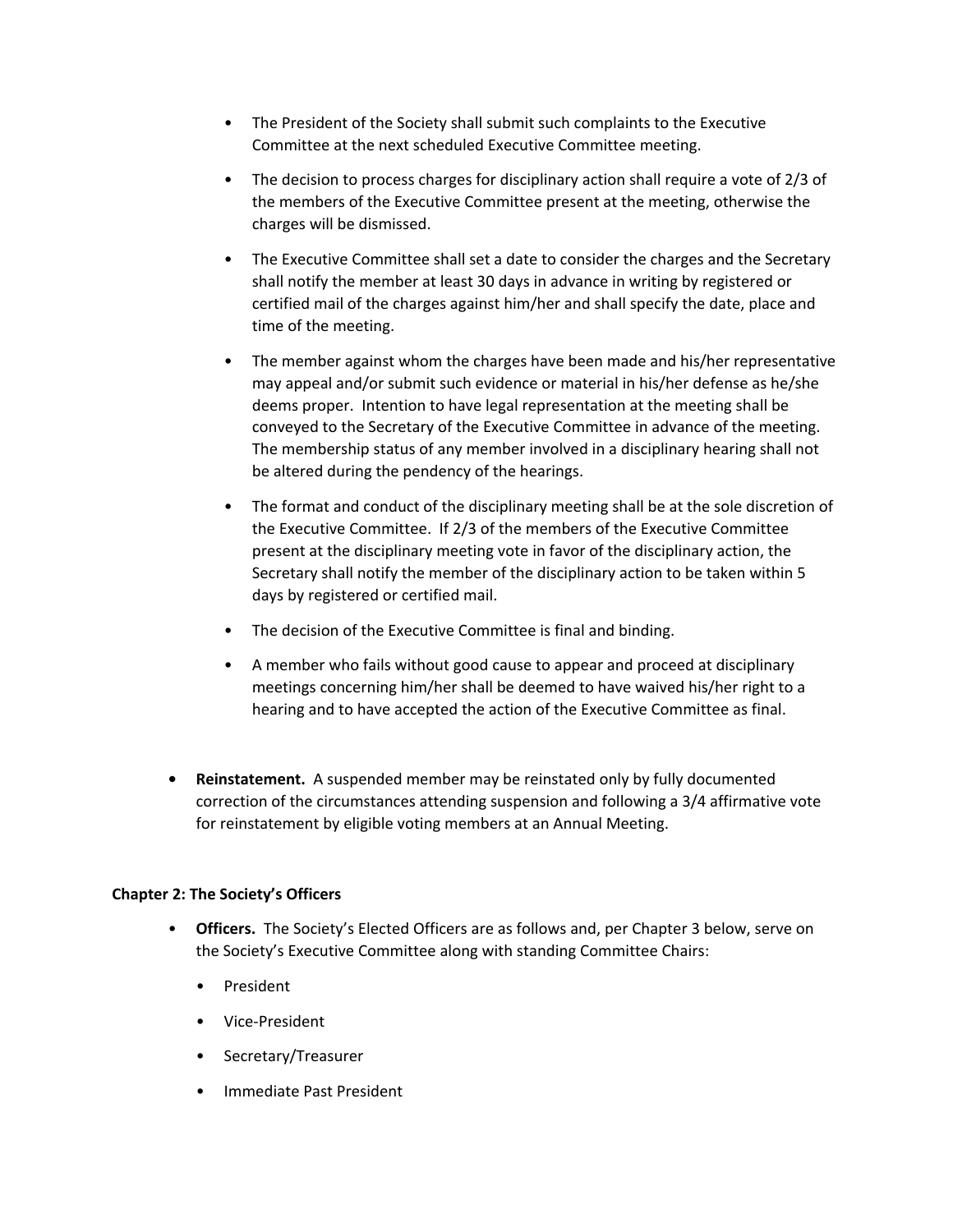- The President of the Society shall submit such complaints to the Executive Committee at the next scheduled Executive Committee meeting.
- The decision to process charges for disciplinary action shall require a vote of 2/3 of the members of the Executive Committee present at the meeting, otherwise the charges will be dismissed.
- The Executive Committee shall set a date to consider the charges and the Secretary shall notify the member at least 30 days in advance in writing by registered or certified mail of the charges against him/her and shall specify the date, place and time of the meeting.
- The member against whom the charges have been made and his/her representative may appeal and/or submit such evidence or material in his/her defense as he/she deems proper. Intention to have legal representation at the meeting shall be conveyed to the Secretary of the Executive Committee in advance of the meeting. The membership status of any member involved in a disciplinary hearing shall not be altered during the pendency of the hearings.
- The format and conduct of the disciplinary meeting shall be at the sole discretion of the Executive Committee. If 2/3 of the members of the Executive Committee present at the disciplinary meeting vote in favor of the disciplinary action, the Secretary shall notify the member of the disciplinary action to be taken within 5 days by registered or certified mail.
- The decision of the Executive Committee is final and binding.
- A member who fails without good cause to appear and proceed at disciplinary meetings concerning him/her shall be deemed to have waived his/her right to a hearing and to have accepted the action of the Executive Committee as final.

- **Reinstatement.** A suspended member may be reinstated only by fully documented correction of the circumstances attending suspension and following a 3/4 affirmative vote for reinstatement by eligible voting members at an Annual Meeting.

**Chapter 2: The Society's Officers**

- **Officers.** The Society's Elected Officers are as follows and, per Chapter 3 below, serve on the Society's Executive Committee along with standing Committee Chairs:
  - President
  - Vice-President
  - Secretary/Treasurer
  - Immediate Past President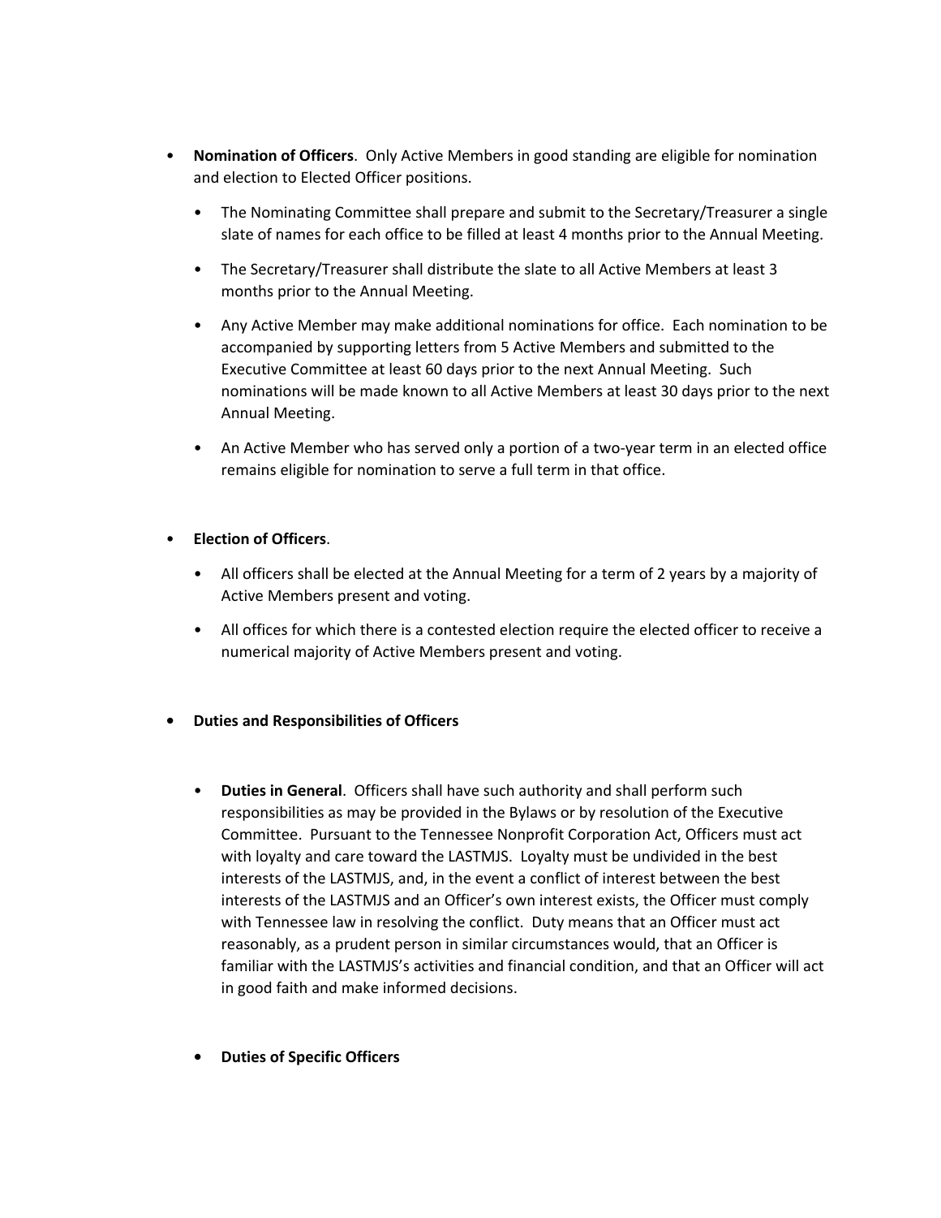- **Nomination of Officers**. Only Active Members in good standing are eligible for nomination and election to Elected Officer positions.

  - The Nominating Committee shall prepare and submit to the Secretary/Treasurer a single slate of names for each office to be filled at least 4 months prior to the Annual Meeting.

  - The Secretary/Treasurer shall distribute the slate to all Active Members at least 3 months prior to the Annual Meeting.

  - Any Active Member may make additional nominations for office. Each nomination to be accompanied by supporting letters from 5 Active Members and submitted to the Executive Committee at least 60 days prior to the next Annual Meeting. Such nominations will be made known to all Active Members at least 30 days prior to the next Annual Meeting.

  - An Active Member who has served only a portion of a two-year term in an elected office remains eligible for nomination to serve a full term in that office.

- **Election of Officers**.

  - All officers shall be elected at the Annual Meeting for a term of 2 years by a majority of Active Members present and voting.

  - All offices for which there is a contested election require the elected officer to receive a numerical majority of Active Members present and voting.

- **Duties and Responsibilities of Officers**

  - **Duties in General**. Officers shall have such authority and shall perform such responsibilities as may be provided in the Bylaws or by resolution of the Executive Committee. Pursuant to the Tennessee Nonprofit Corporation Act, Officers must act with loyalty and care toward the LASTMJS. Loyalty must be undivided in the best interests of the LASTMJS, and, in the event a conflict of interest between the best interests of the LASTMJS and an Officer's own interest exists, the Officer must comply with Tennessee law in resolving the conflict. Duty means that an Officer must act reasonably, as a prudent person in similar circumstances would, that an Officer is familiar with the LASTMJS's activities and financial condition, and that an Officer will act in good faith and make informed decisions.

  - **Duties of Specific Officers**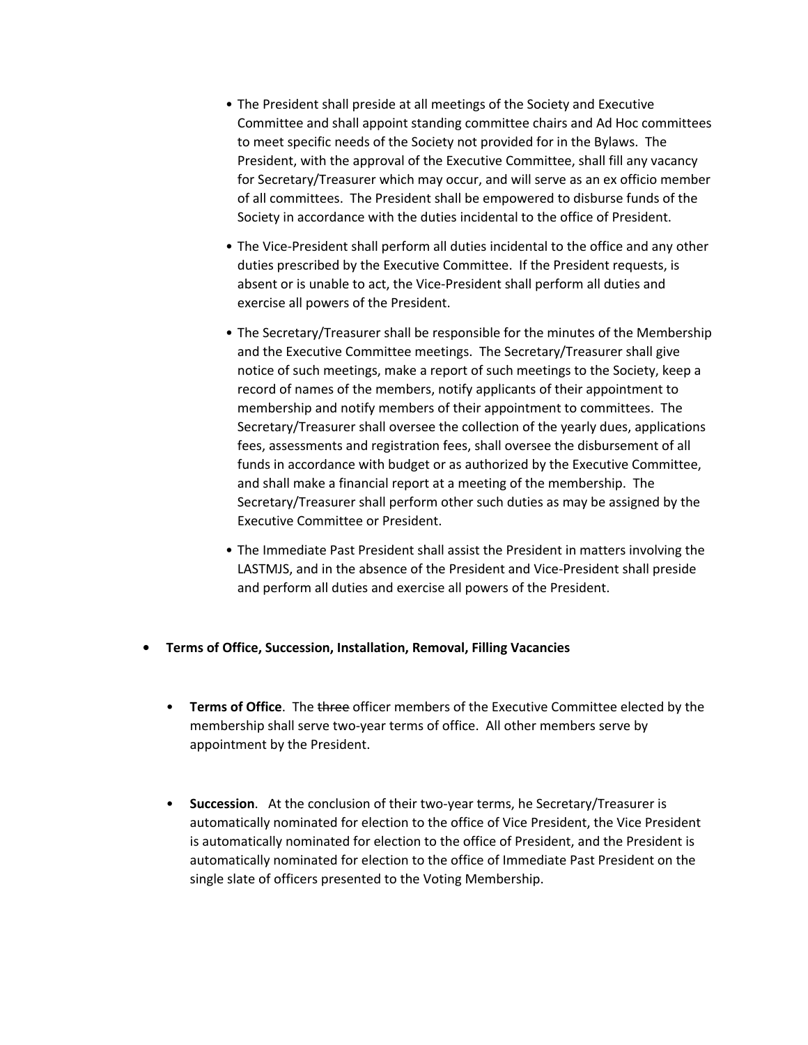- The President shall preside at all meetings of the Society and Executive Committee and shall appoint standing committee chairs and Ad Hoc committees to meet specific needs of the Society not provided for in the Bylaws. The President, with the approval of the Executive Committee, shall fill any vacancy for Secretary/Treasurer which may occur, and will serve as an ex officio member of all committees. The President shall be empowered to disburse funds of the Society in accordance with the duties incidental to the office of President.

- The Vice-President shall perform all duties incidental to the office and any other duties prescribed by the Executive Committee. If the President requests, is absent or is unable to act, the Vice-President shall perform all duties and exercise all powers of the President.

- The Secretary/Treasurer shall be responsible for the minutes of the Membership and the Executive Committee meetings. The Secretary/Treasurer shall give notice of such meetings, make a report of such meetings to the Society, keep a record of names of the members, notify applicants of their appointment to membership and notify members of their appointment to committees. The Secretary/Treasurer shall oversee the collection of the yearly dues, applications fees, assessments and registration fees, shall oversee the disbursement of all funds in accordance with budget or as authorized by the Executive Committee, and shall make a financial report at a meeting of the membership. The Secretary/Treasurer shall perform other such duties as may be assigned by the Executive Committee or President.

- The Immediate Past President shall assist the President in matters involving the LASTMJS, and in the absence of the President and Vice-President shall preside and perform all duties and exercise all powers of the President.

- **Terms of Office, Succession, Installation, Removal, Filling Vacancies**

  - **Terms of Office**. The ~~three~~ officer members of the Executive Committee elected by the membership shall serve two-year terms of office. All other members serve by appointment by the President.

  - **Succession**. At the conclusion of their two-year terms, he Secretary/Treasurer is automatically nominated for election to the office of Vice President, the Vice President is automatically nominated for election to the office of President, and the President is automatically nominated for election to the office of Immediate Past President on the single slate of officers presented to the Voting Membership.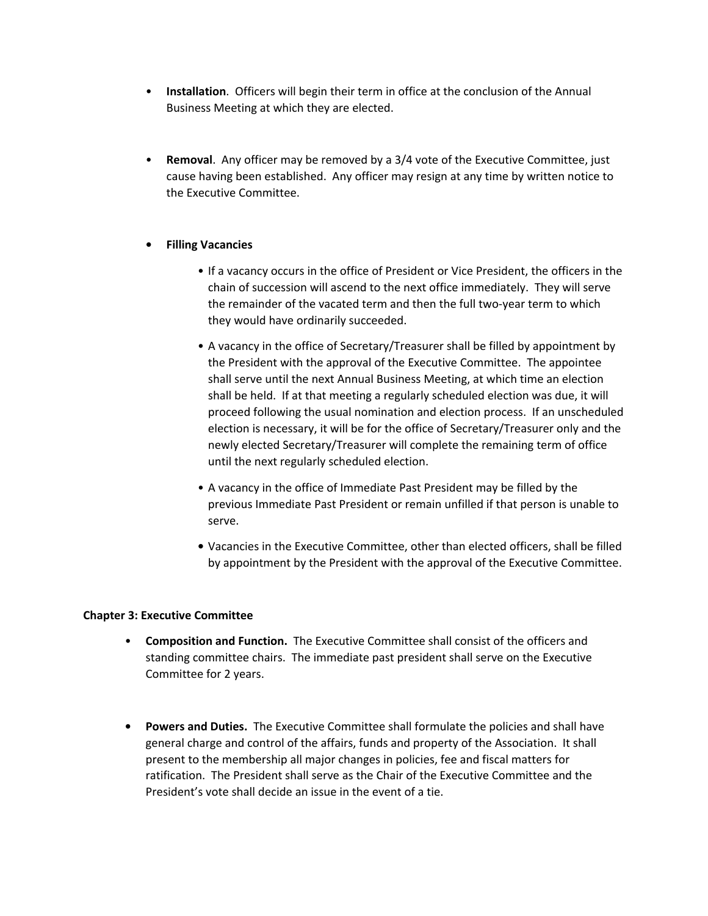- **Installation**. Officers will begin their term in office at the conclusion of the Annual Business Meeting at which they are elected.

- **Removal**. Any officer may be removed by a 3/4 vote of the Executive Committee, just cause having been established. Any officer may resign at any time by written notice to the Executive Committee.

- **Filling Vacancies**

  - If a vacancy occurs in the office of President or Vice President, the officers in the chain of succession will ascend to the next office immediately. They will serve the remainder of the vacated term and then the full two-year term to which they would have ordinarily succeeded.
  - A vacancy in the office of Secretary/Treasurer shall be filled by appointment by the President with the approval of the Executive Committee. The appointee shall serve until the next Annual Business Meeting, at which time an election shall be held. If at that meeting a regularly scheduled election was due, it will proceed following the usual nomination and election process. If an unscheduled election is necessary, it will be for the office of Secretary/Treasurer only and the newly elected Secretary/Treasurer will complete the remaining term of office until the next regularly scheduled election.
  - A vacancy in the office of Immediate Past President may be filled by the previous Immediate Past President or remain unfilled if that person is unable to serve.
  - Vacancies in the Executive Committee, other than elected officers, shall be filled by appointment by the President with the approval of the Executive Committee.

**Chapter 3: Executive Committee**

- **Composition and Function.** The Executive Committee shall consist of the officers and standing committee chairs. The immediate past president shall serve on the Executive Committee for 2 years.

- **Powers and Duties.** The Executive Committee shall formulate the policies and shall have general charge and control of the affairs, funds and property of the Association. It shall present to the membership all major changes in policies, fee and fiscal matters for ratification. The President shall serve as the Chair of the Executive Committee and the President's vote shall decide an issue in the event of a tie.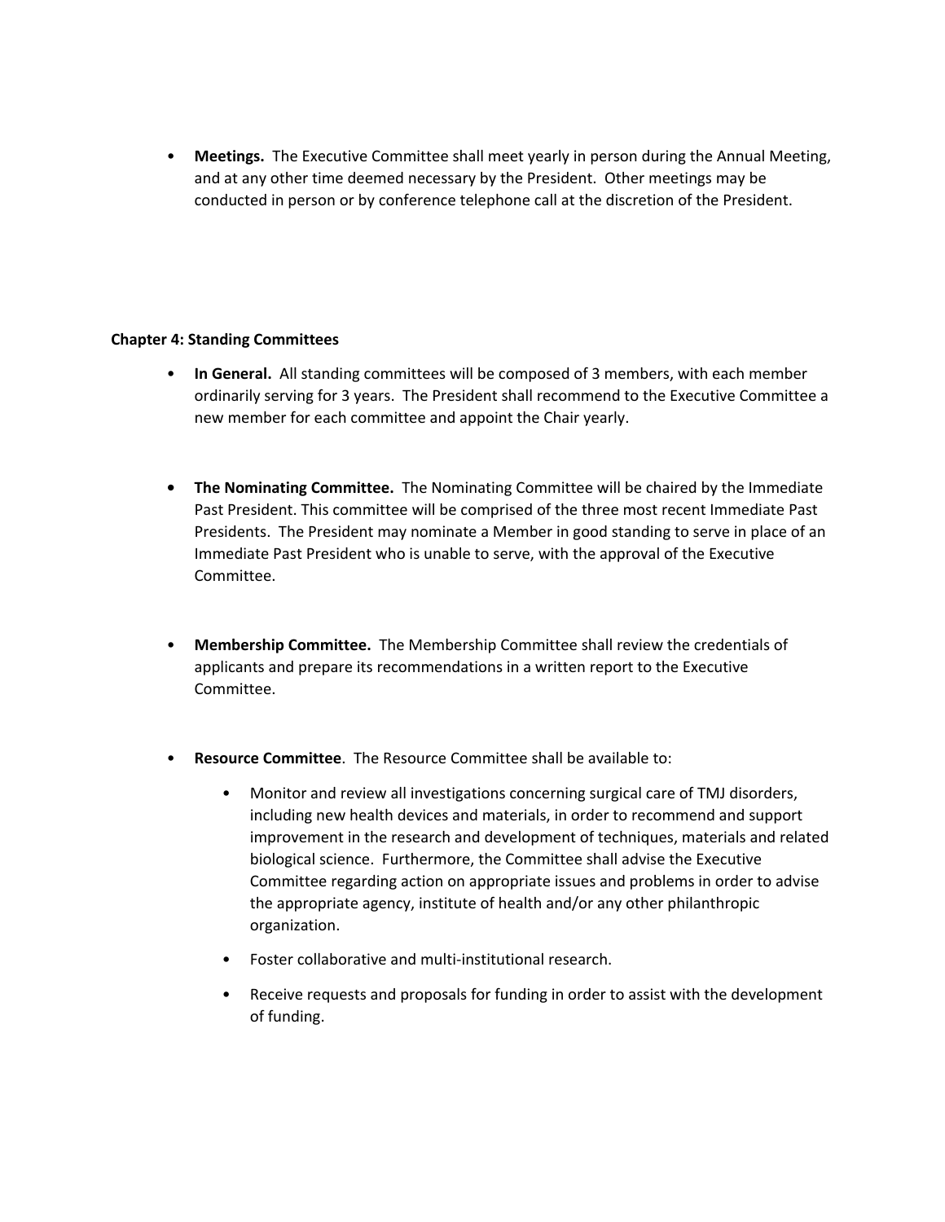- **Meetings.** The Executive Committee shall meet yearly in person during the Annual Meeting, and at any other time deemed necessary by the President. Other meetings may be conducted in person or by conference telephone call at the discretion of the President.

## Chapter 4: Standing Committees

- **In General.** All standing committees will be composed of 3 members, with each member ordinarily serving for 3 years. The President shall recommend to the Executive Committee a new member for each committee and appoint the Chair yearly.

- **The Nominating Committee.** The Nominating Committee will be chaired by the Immediate Past President. This committee will be comprised of the three most recent Immediate Past Presidents. The President may nominate a Member in good standing to serve in place of an Immediate Past President who is unable to serve, with the approval of the Executive Committee.

- **Membership Committee.** The Membership Committee shall review the credentials of applicants and prepare its recommendations in a written report to the Executive Committee.

- **Resource Committee**. The Resource Committee shall be available to:

  - Monitor and review all investigations concerning surgical care of TMJ disorders, including new health devices and materials, in order to recommend and support improvement in the research and development of techniques, materials and related biological science. Furthermore, the Committee shall advise the Executive Committee regarding action on appropriate issues and problems in order to advise the appropriate agency, institute of health and/or any other philanthropic organization.
  - Foster collaborative and multi-institutional research.
  - Receive requests and proposals for funding in order to assist with the development of funding.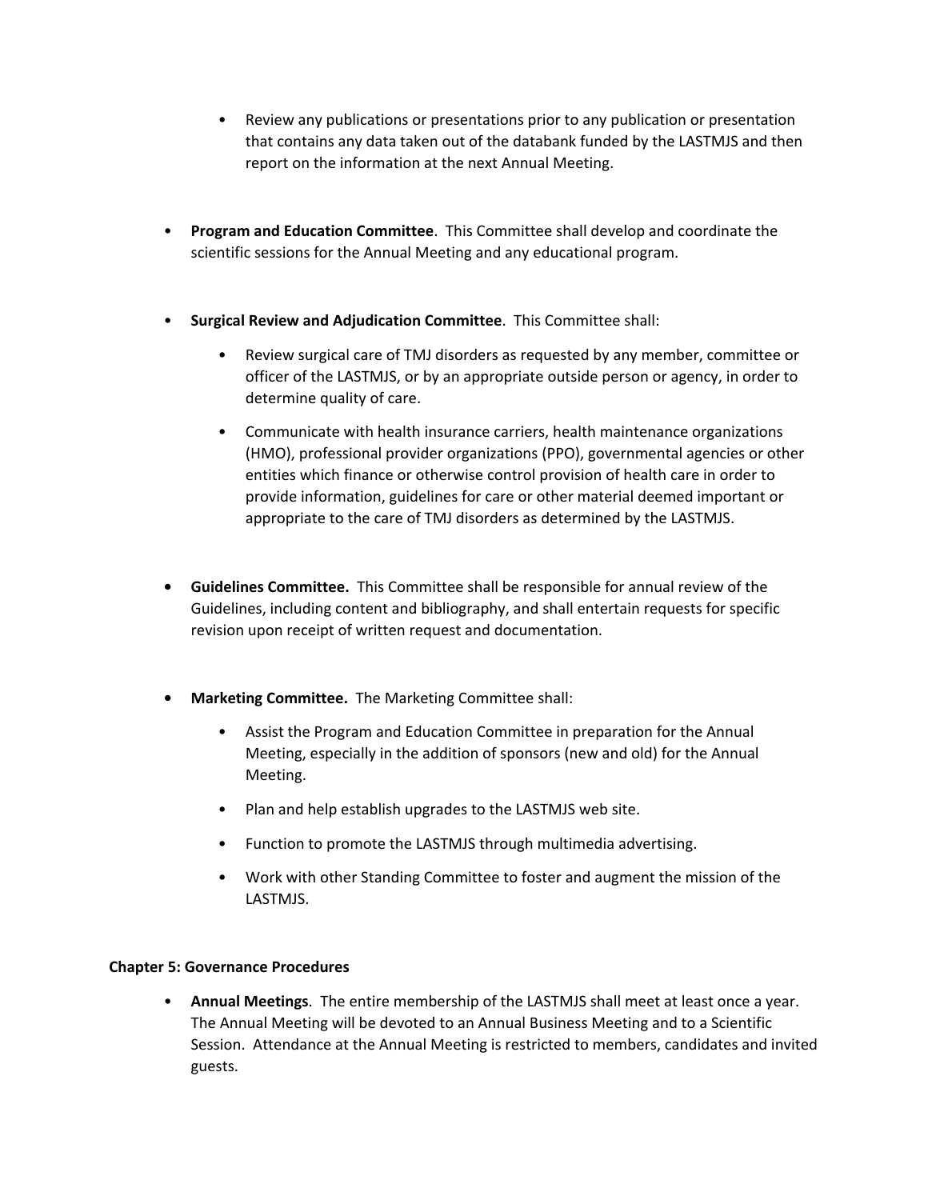- Review any publications or presentations prior to any publication or presentation that contains any data taken out of the databank funded by the LASTMJS and then report on the information at the next Annual Meeting.

- **Program and Education Committee**. This Committee shall develop and coordinate the scientific sessions for the Annual Meeting and any educational program.

- **Surgical Review and Adjudication Committee**. This Committee shall:

    - Review surgical care of TMJ disorders as requested by any member, committee or officer of the LASTMJS, or by an appropriate outside person or agency, in order to determine quality of care.

    - Communicate with health insurance carriers, health maintenance organizations (HMO), professional provider organizations (PPO), governmental agencies or other entities which finance or otherwise control provision of health care in order to provide information, guidelines for care or other material deemed important or appropriate to the care of TMJ disorders as determined by the LASTMJS.

- **Guidelines Committee.** This Committee shall be responsible for annual review of the Guidelines, including content and bibliography, and shall entertain requests for specific revision upon receipt of written request and documentation.

- **Marketing Committee.** The Marketing Committee shall:

    - Assist the Program and Education Committee in preparation for the Annual Meeting, especially in the addition of sponsors (new and old) for the Annual Meeting.

    - Plan and help establish upgrades to the LASTMJS web site.

    - Function to promote the LASTMJS through multimedia advertising.

    - Work with other Standing Committee to foster and augment the mission of the LASTMJS.

**Chapter 5: Governance Procedures**

- **Annual Meetings**. The entire membership of the LASTMJS shall meet at least once a year. The Annual Meeting will be devoted to an Annual Business Meeting and to a Scientific Session. Attendance at the Annual Meeting is restricted to members, candidates and invited guests.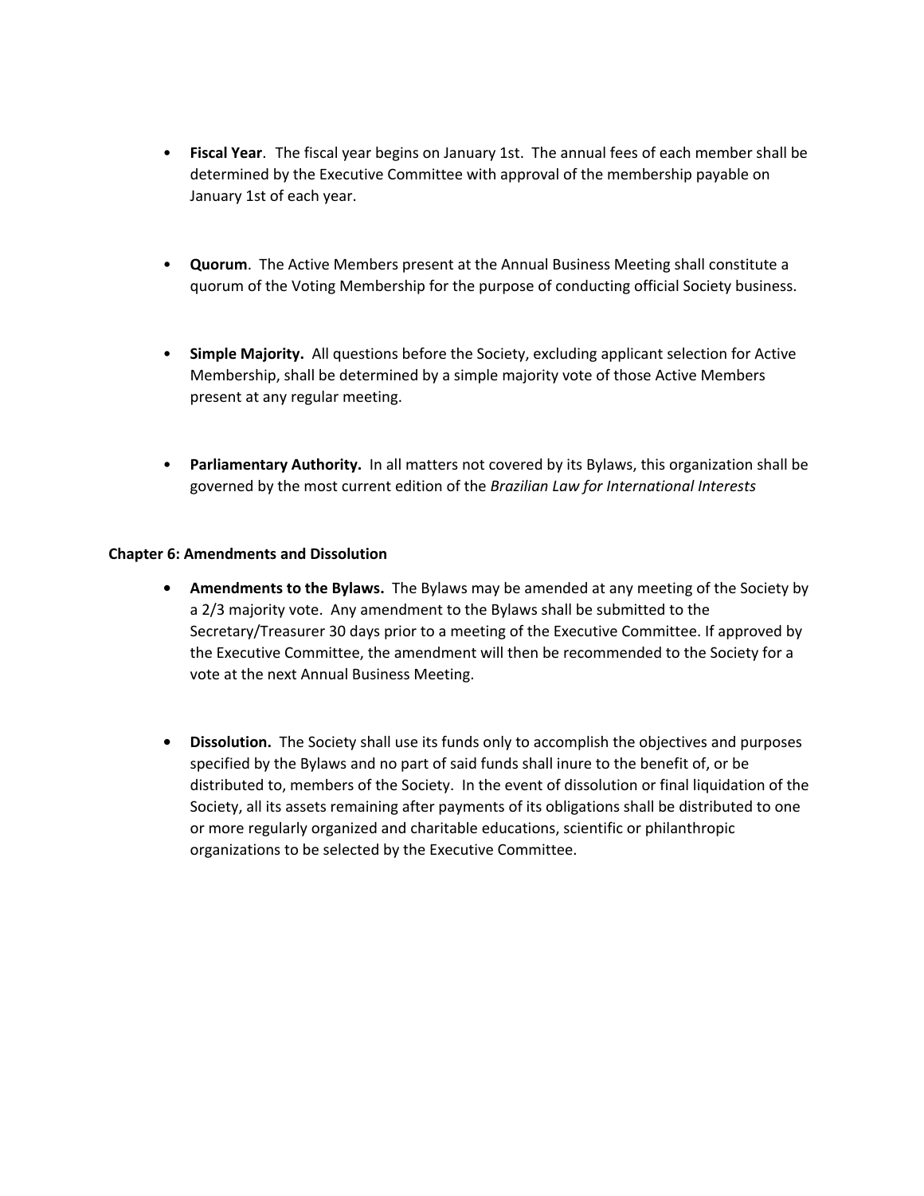- **Fiscal Year**. The fiscal year begins on January 1st. The annual fees of each member shall be determined by the Executive Committee with approval of the membership payable on January 1st of each year.

- **Quorum**. The Active Members present at the Annual Business Meeting shall constitute a quorum of the Voting Membership for the purpose of conducting official Society business.

- **Simple Majority.** All questions before the Society, excluding applicant selection for Active Membership, shall be determined by a simple majority vote of those Active Members present at any regular meeting.

- **Parliamentary Authority.** In all matters not covered by its Bylaws, this organization shall be governed by the most current edition of the *Brazilian Law for International Interests*

**Chapter 6: Amendments and Dissolution**

- **Amendments to the Bylaws.** The Bylaws may be amended at any meeting of the Society by a 2/3 majority vote. Any amendment to the Bylaws shall be submitted to the Secretary/Treasurer 30 days prior to a meeting of the Executive Committee. If approved by the Executive Committee, the amendment will then be recommended to the Society for a vote at the next Annual Business Meeting.

- **Dissolution.** The Society shall use its funds only to accomplish the objectives and purposes specified by the Bylaws and no part of said funds shall inure to the benefit of, or be distributed to, members of the Society. In the event of dissolution or final liquidation of the Society, all its assets remaining after payments of its obligations shall be distributed to one or more regularly organized and charitable educations, scientific or philanthropic organizations to be selected by the Executive Committee.